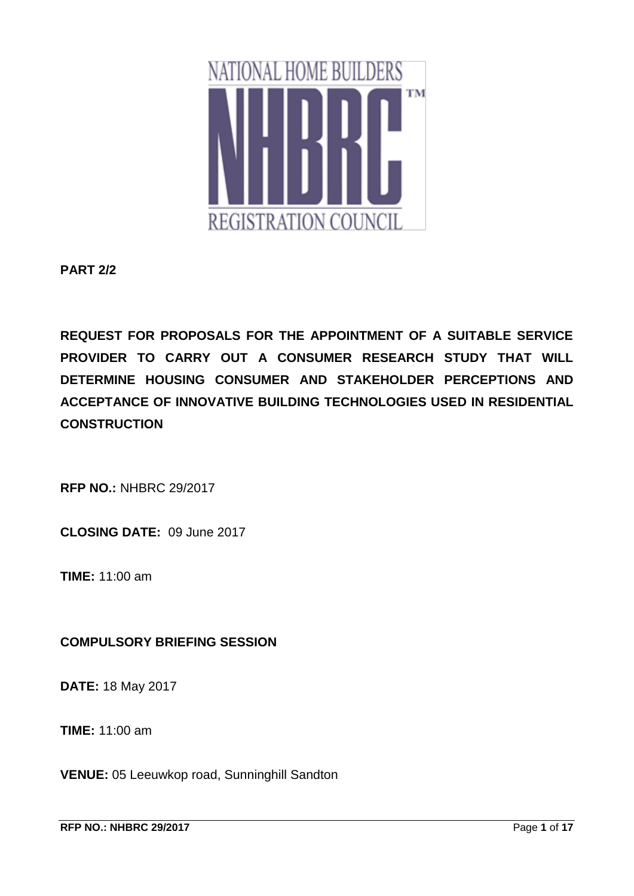NATIONAL HOME BUILDERS NHBRC™ REGISTRATION COUNCIL

**PART 2/2**

**REQUEST FOR PROPOSALS FOR THE APPOINTMENT OF A SUITABLE SERVICE PROVIDER TO CARRY OUT A CONSUMER RESEARCH STUDY THAT WILL DETERMINE HOUSING CONSUMER AND STAKEHOLDER PERCEPTIONS AND ACCEPTANCE OF INNOVATIVE BUILDING TECHNOLOGIES USED IN RESIDENTIAL CONSTRUCTION**

**RFP NO.:** NHBRC 29/2017

**CLOSING DATE:** 09 June 2017

**TIME:** 11:00 am

**COMPULSORY BRIEFING SESSION**

**DATE:** 18 May 2017

**TIME:** 11:00 am

**VENUE:** 05 Leeuwkop road, Sunninghill Sandton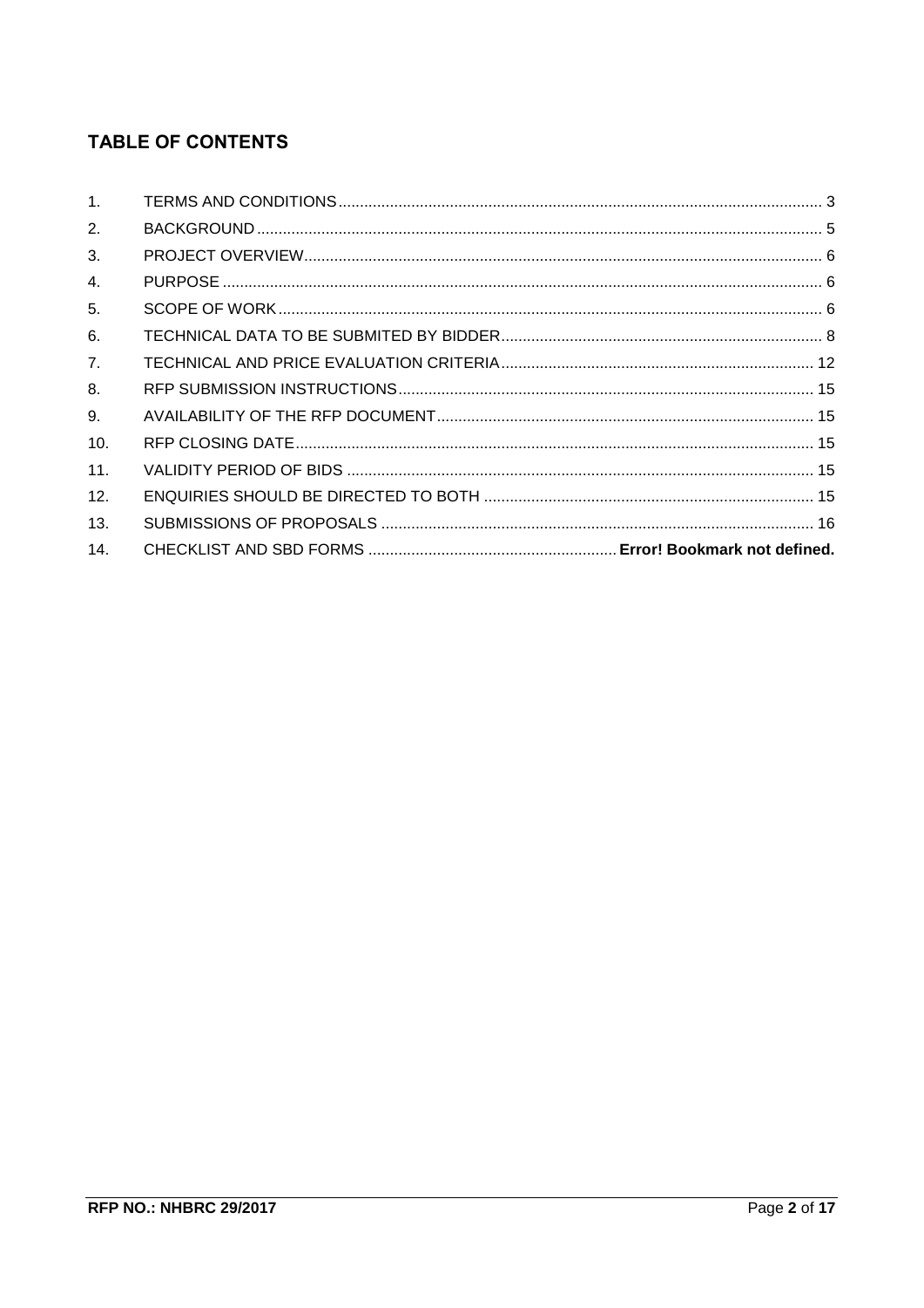## TABLE OF CONTENTS

| | | |
|---|---|---|
| 1. | TERMS AND CONDITIONS | 3 |
| 2. | BACKGROUND | 5 |
| 3. | PROJECT OVERVIEW | 6 |
| 4. | PURPOSE | 6 |
| 5. | SCOPE OF WORK | 6 |
| 6. | TECHNICAL DATA TO BE SUBMITED BY BIDDER | 8 |
| 7. | TECHNICAL AND PRICE EVALUATION CRITERIA | 12 |
| 8. | RFP SUBMISSION INSTRUCTIONS | 15 |
| 9. | AVAILABILITY OF THE RFP DOCUMENT | 15 |
| 10. | RFP CLOSING DATE | 15 |
| 11. | VALIDITY PERIOD OF BIDS | 15 |
| 12. | ENQUIRIES SHOULD BE DIRECTED TO BOTH | 15 |
| 13. | SUBMISSIONS OF PROPOSALS | 16 |
| 14. | CHECKLIST AND SBD FORMS | **Error! Bookmark not defined.** |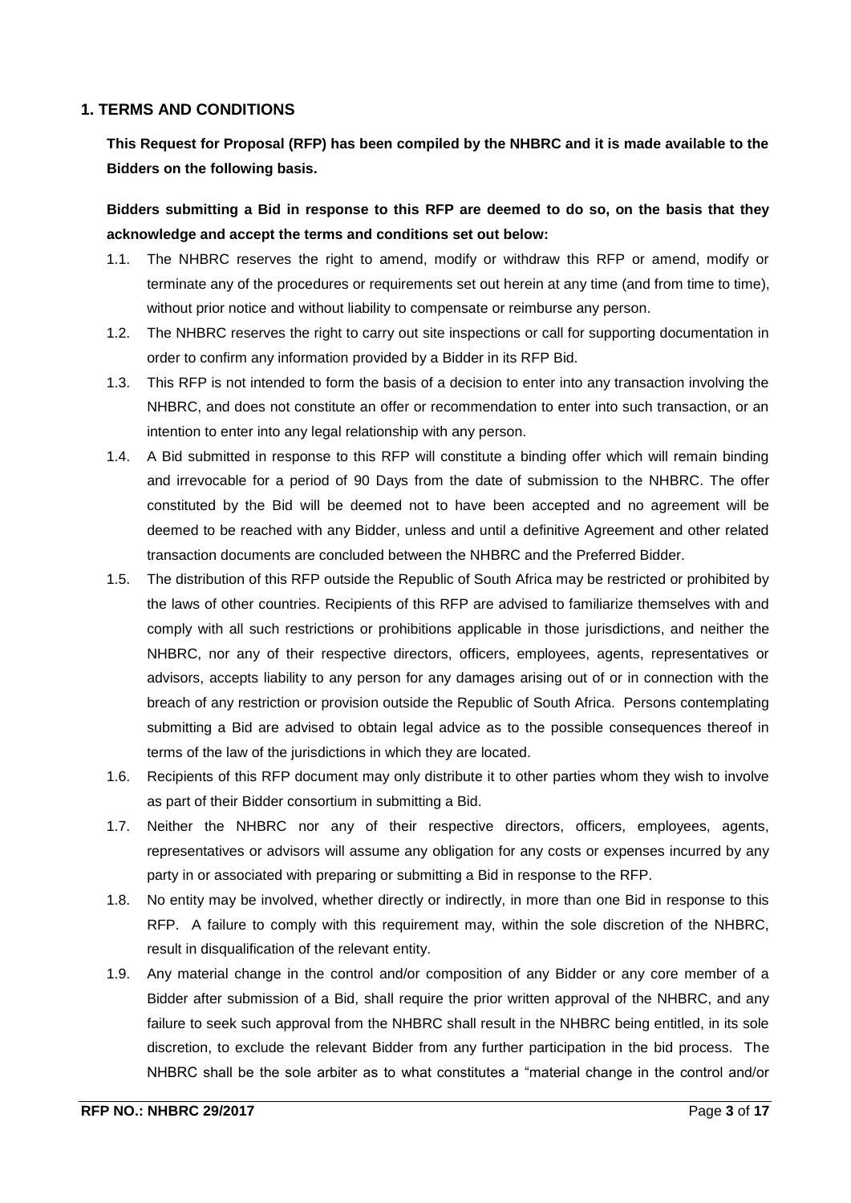## 1. TERMS AND CONDITIONS

**This Request for Proposal (RFP) has been compiled by the NHBRC and it is made available to the Bidders on the following basis.**

**Bidders submitting a Bid in response to this RFP are deemed to do so, on the basis that they acknowledge and accept the terms and conditions set out below:**

1.1. The NHBRC reserves the right to amend, modify or withdraw this RFP or amend, modify or terminate any of the procedures or requirements set out herein at any time (and from time to time), without prior notice and without liability to compensate or reimburse any person.

1.2. The NHBRC reserves the right to carry out site inspections or call for supporting documentation in order to confirm any information provided by a Bidder in its RFP Bid.

1.3. This RFP is not intended to form the basis of a decision to enter into any transaction involving the NHBRC, and does not constitute an offer or recommendation to enter into such transaction, or an intention to enter into any legal relationship with any person.

1.4. A Bid submitted in response to this RFP will constitute a binding offer which will remain binding and irrevocable for a period of 90 Days from the date of submission to the NHBRC. The offer constituted by the Bid will be deemed not to have been accepted and no agreement will be deemed to be reached with any Bidder, unless and until a definitive Agreement and other related transaction documents are concluded between the NHBRC and the Preferred Bidder.

1.5. The distribution of this RFP outside the Republic of South Africa may be restricted or prohibited by the laws of other countries. Recipients of this RFP are advised to familiarize themselves with and comply with all such restrictions or prohibitions applicable in those jurisdictions, and neither the NHBRC, nor any of their respective directors, officers, employees, agents, representatives or advisors, accepts liability to any person for any damages arising out of or in connection with the breach of any restriction or provision outside the Republic of South Africa. Persons contemplating submitting a Bid are advised to obtain legal advice as to the possible consequences thereof in terms of the law of the jurisdictions in which they are located.

1.6. Recipients of this RFP document may only distribute it to other parties whom they wish to involve as part of their Bidder consortium in submitting a Bid.

1.7. Neither the NHBRC nor any of their respective directors, officers, employees, agents, representatives or advisors will assume any obligation for any costs or expenses incurred by any party in or associated with preparing or submitting a Bid in response to the RFP.

1.8. No entity may be involved, whether directly or indirectly, in more than one Bid in response to this RFP. A failure to comply with this requirement may, within the sole discretion of the NHBRC, result in disqualification of the relevant entity.

1.9. Any material change in the control and/or composition of any Bidder or any core member of a Bidder after submission of a Bid, shall require the prior written approval of the NHBRC, and any failure to seek such approval from the NHBRC shall result in the NHBRC being entitled, in its sole discretion, to exclude the relevant Bidder from any further participation in the bid process. The NHBRC shall be the sole arbiter as to what constitutes a "material change in the control and/or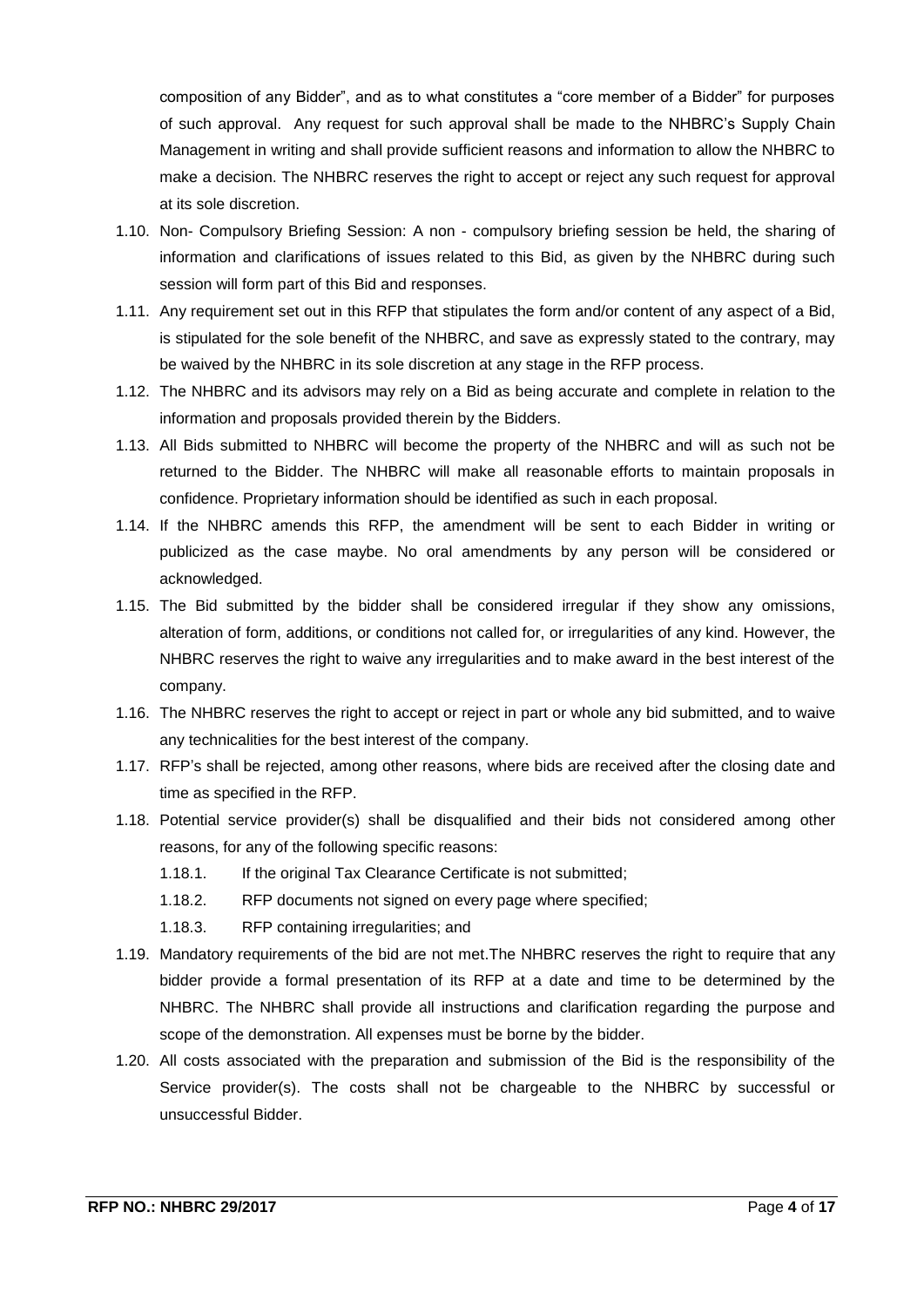composition of any Bidder", and as to what constitutes a "core member of a Bidder" for purposes of such approval. Any request for such approval shall be made to the NHBRC's Supply Chain Management in writing and shall provide sufficient reasons and information to allow the NHBRC to make a decision. The NHBRC reserves the right to accept or reject any such request for approval at its sole discretion.

1.10. Non- Compulsory Briefing Session: A non - compulsory briefing session be held, the sharing of information and clarifications of issues related to this Bid, as given by the NHBRC during such session will form part of this Bid and responses.

1.11. Any requirement set out in this RFP that stipulates the form and/or content of any aspect of a Bid, is stipulated for the sole benefit of the NHBRC, and save as expressly stated to the contrary, may be waived by the NHBRC in its sole discretion at any stage in the RFP process.

1.12. The NHBRC and its advisors may rely on a Bid as being accurate and complete in relation to the information and proposals provided therein by the Bidders.

1.13. All Bids submitted to NHBRC will become the property of the NHBRC and will as such not be returned to the Bidder. The NHBRC will make all reasonable efforts to maintain proposals in confidence. Proprietary information should be identified as such in each proposal.

1.14. If the NHBRC amends this RFP, the amendment will be sent to each Bidder in writing or publicized as the case maybe. No oral amendments by any person will be considered or acknowledged.

1.15. The Bid submitted by the bidder shall be considered irregular if they show any omissions, alteration of form, additions, or conditions not called for, or irregularities of any kind. However, the NHBRC reserves the right to waive any irregularities and to make award in the best interest of the company.

1.16. The NHBRC reserves the right to accept or reject in part or whole any bid submitted, and to waive any technicalities for the best interest of the company.

1.17. RFP's shall be rejected, among other reasons, where bids are received after the closing date and time as specified in the RFP.

1.18. Potential service provider(s) shall be disqualified and their bids not considered among other reasons, for any of the following specific reasons:

  1.18.1. If the original Tax Clearance Certificate is not submitted;

  1.18.2. RFP documents not signed on every page where specified;

  1.18.3. RFP containing irregularities; and

1.19. Mandatory requirements of the bid are not met.The NHBRC reserves the right to require that any bidder provide a formal presentation of its RFP at a date and time to be determined by the NHBRC. The NHBRC shall provide all instructions and clarification regarding the purpose and scope of the demonstration. All expenses must be borne by the bidder.

1.20. All costs associated with the preparation and submission of the Bid is the responsibility of the Service provider(s). The costs shall not be chargeable to the NHBRC by successful or unsuccessful Bidder.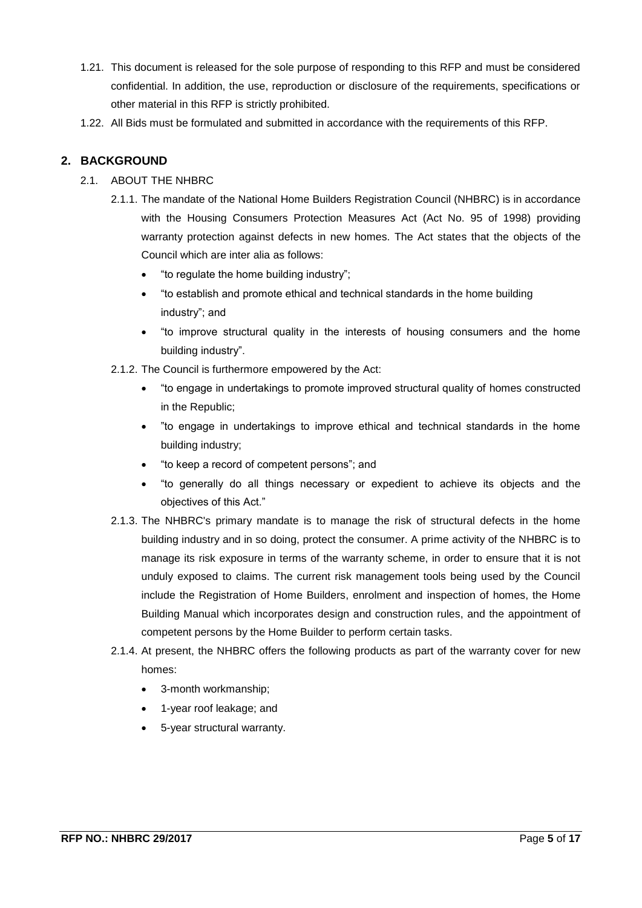1.21. This document is released for the sole purpose of responding to this RFP and must be considered confidential. In addition, the use, reproduction or disclosure of the requirements, specifications or other material in this RFP is strictly prohibited.

1.22. All Bids must be formulated and submitted in accordance with the requirements of this RFP.

## 2. BACKGROUND

2.1. ABOUT THE NHBRC

2.1.1. The mandate of the National Home Builders Registration Council (NHBRC) is in accordance with the Housing Consumers Protection Measures Act (Act No. 95 of 1998) providing warranty protection against defects in new homes. The Act states that the objects of the Council which are inter alia as follows:

- "to regulate the home building industry";
- "to establish and promote ethical and technical standards in the home building industry"; and
- "to improve structural quality in the interests of housing consumers and the home building industry".

2.1.2. The Council is furthermore empowered by the Act:

- "to engage in undertakings to promote improved structural quality of homes constructed in the Republic;
- "to engage in undertakings to improve ethical and technical standards in the home building industry;
- "to keep a record of competent persons"; and
- "to generally do all things necessary or expedient to achieve its objects and the objectives of this Act."

2.1.3. The NHBRC's primary mandate is to manage the risk of structural defects in the home building industry and in so doing, protect the consumer. A prime activity of the NHBRC is to manage its risk exposure in terms of the warranty scheme, in order to ensure that it is not unduly exposed to claims. The current risk management tools being used by the Council include the Registration of Home Builders, enrolment and inspection of homes, the Home Building Manual which incorporates design and construction rules, and the appointment of competent persons by the Home Builder to perform certain tasks.

2.1.4. At present, the NHBRC offers the following products as part of the warranty cover for new homes:

- 3-month workmanship;
- 1-year roof leakage; and
- 5-year structural warranty.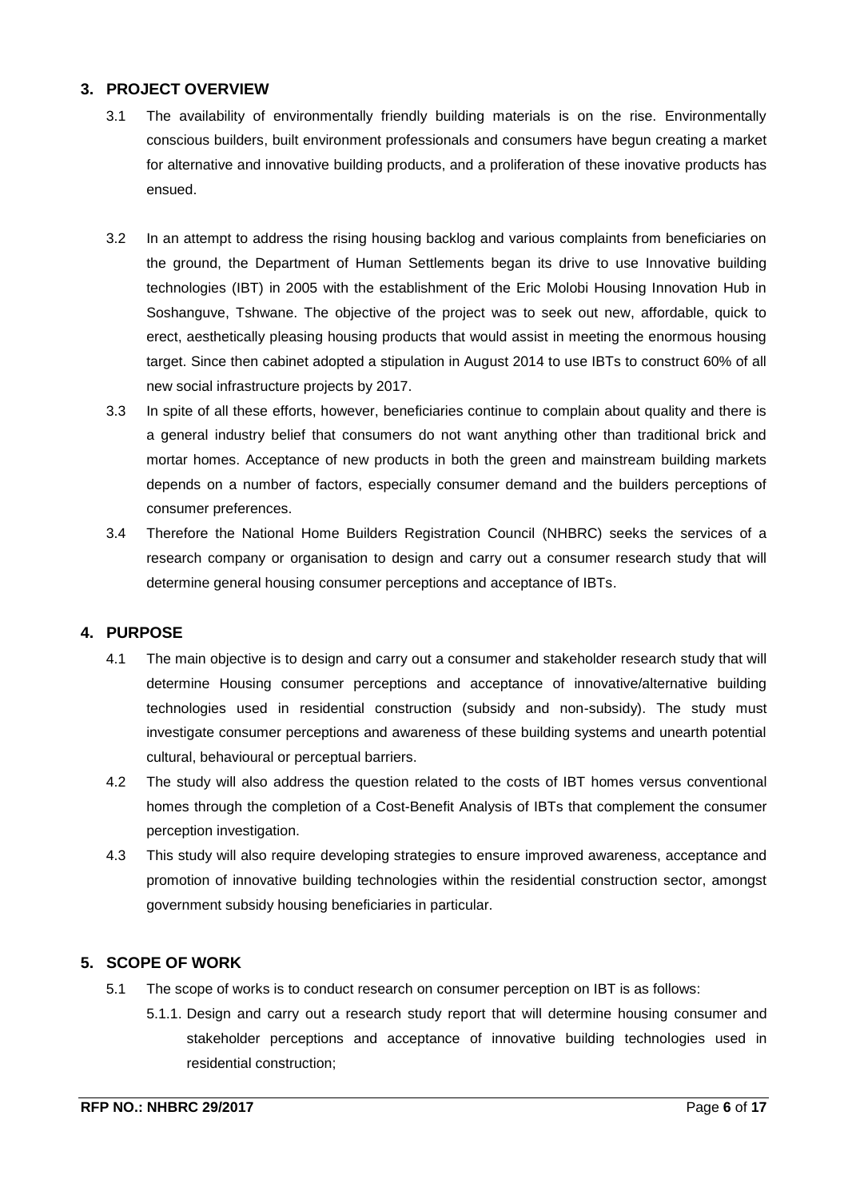## 3. PROJECT OVERVIEW

3.1 The availability of environmentally friendly building materials is on the rise. Environmentally conscious builders, built environment professionals and consumers have begun creating a market for alternative and innovative building products, and a proliferation of these inovative products has ensued.

3.2 In an attempt to address the rising housing backlog and various complaints from beneficiaries on the ground, the Department of Human Settlements began its drive to use Innovative building technologies (IBT) in 2005 with the establishment of the Eric Molobi Housing Innovation Hub in Soshanguve, Tshwane. The objective of the project was to seek out new, affordable, quick to erect, aesthetically pleasing housing products that would assist in meeting the enormous housing target. Since then cabinet adopted a stipulation in August 2014 to use IBTs to construct 60% of all new social infrastructure projects by 2017.

3.3 In spite of all these efforts, however, beneficiaries continue to complain about quality and there is a general industry belief that consumers do not want anything other than traditional brick and mortar homes. Acceptance of new products in both the green and mainstream building markets depends on a number of factors, especially consumer demand and the builders perceptions of consumer preferences.

3.4 Therefore the National Home Builders Registration Council (NHBRC) seeks the services of a research company or organisation to design and carry out a consumer research study that will determine general housing consumer perceptions and acceptance of IBTs.

## 4. PURPOSE

4.1 The main objective is to design and carry out a consumer and stakeholder research study that will determine Housing consumer perceptions and acceptance of innovative/alternative building technologies used in residential construction (subsidy and non-subsidy). The study must investigate consumer perceptions and awareness of these building systems and unearth potential cultural, behavioural or perceptual barriers.

4.2 The study will also address the question related to the costs of IBT homes versus conventional homes through the completion of a Cost-Benefit Analysis of IBTs that complement the consumer perception investigation.

4.3 This study will also require developing strategies to ensure improved awareness, acceptance and promotion of innovative building technologies within the residential construction sector, amongst government subsidy housing beneficiaries in particular.

## 5. SCOPE OF WORK

5.1 The scope of works is to conduct research on consumer perception on IBT is as follows:

5.1.1. Design and carry out a research study report that will determine housing consumer and stakeholder perceptions and acceptance of innovative building technologies used in residential construction;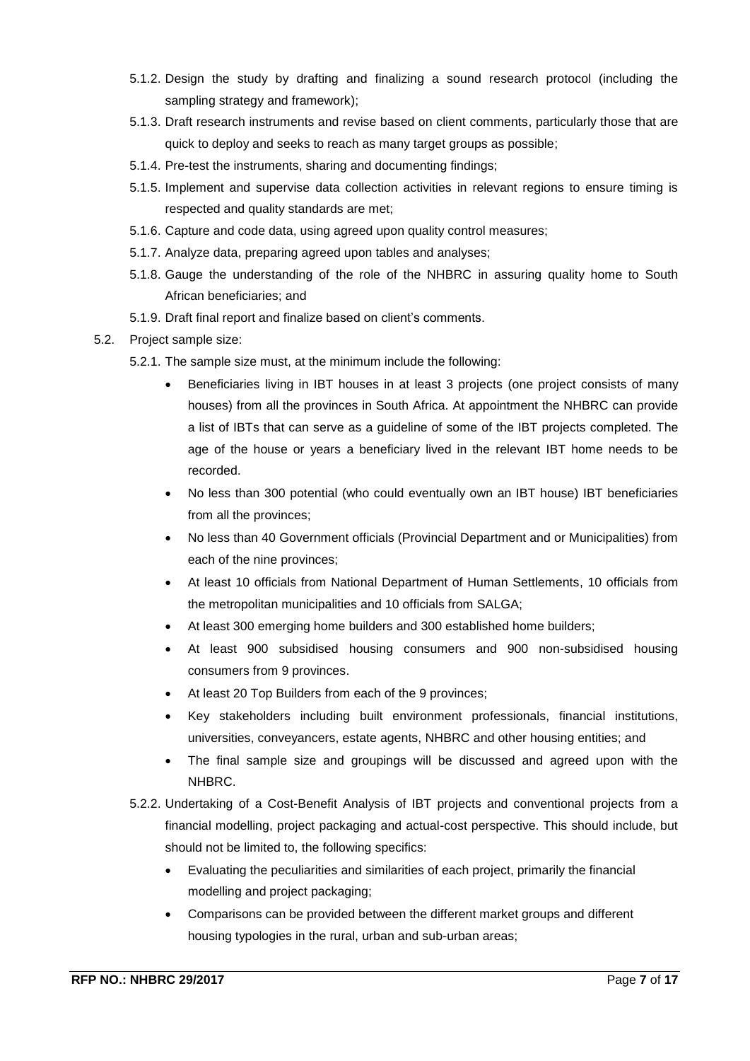- 5.1.2. Design the study by drafting and finalizing a sound research protocol (including the sampling strategy and framework);
- 5.1.3. Draft research instruments and revise based on client comments, particularly those that are quick to deploy and seeks to reach as many target groups as possible;
- 5.1.4. Pre-test the instruments, sharing and documenting findings;
- 5.1.5. Implement and supervise data collection activities in relevant regions to ensure timing is respected and quality standards are met;
- 5.1.6. Capture and code data, using agreed upon quality control measures;
- 5.1.7. Analyze data, preparing agreed upon tables and analyses;
- 5.1.8. Gauge the understanding of the role of the NHBRC in assuring quality home to South African beneficiaries; and
- 5.1.9. Draft final report and finalize based on client's comments.

5.2. Project sample size:

5.2.1. The sample size must, at the minimum include the following:

- Beneficiaries living in IBT houses in at least 3 projects (one project consists of many houses) from all the provinces in South Africa. At appointment the NHBRC can provide a list of IBTs that can serve as a guideline of some of the IBT projects completed. The age of the house or years a beneficiary lived in the relevant IBT home needs to be recorded.
- No less than 300 potential (who could eventually own an IBT house) IBT beneficiaries from all the provinces;
- No less than 40 Government officials (Provincial Department and or Municipalities) from each of the nine provinces;
- At least 10 officials from National Department of Human Settlements, 10 officials from the metropolitan municipalities and 10 officials from SALGA;
- At least 300 emerging home builders and 300 established home builders;
- At least 900 subsidised housing consumers and 900 non-subsidised housing consumers from 9 provinces.
- At least 20 Top Builders from each of the 9 provinces;
- Key stakeholders including built environment professionals, financial institutions, universities, conveyancers, estate agents, NHBRC and other housing entities; and
- The final sample size and groupings will be discussed and agreed upon with the NHBRC.

5.2.2. Undertaking of a Cost-Benefit Analysis of IBT projects and conventional projects from a financial modelling, project packaging and actual-cost perspective. This should include, but should not be limited to, the following specifics:

- Evaluating the peculiarities and similarities of each project, primarily the financial modelling and project packaging;
- Comparisons can be provided between the different market groups and different housing typologies in the rural, urban and sub-urban areas;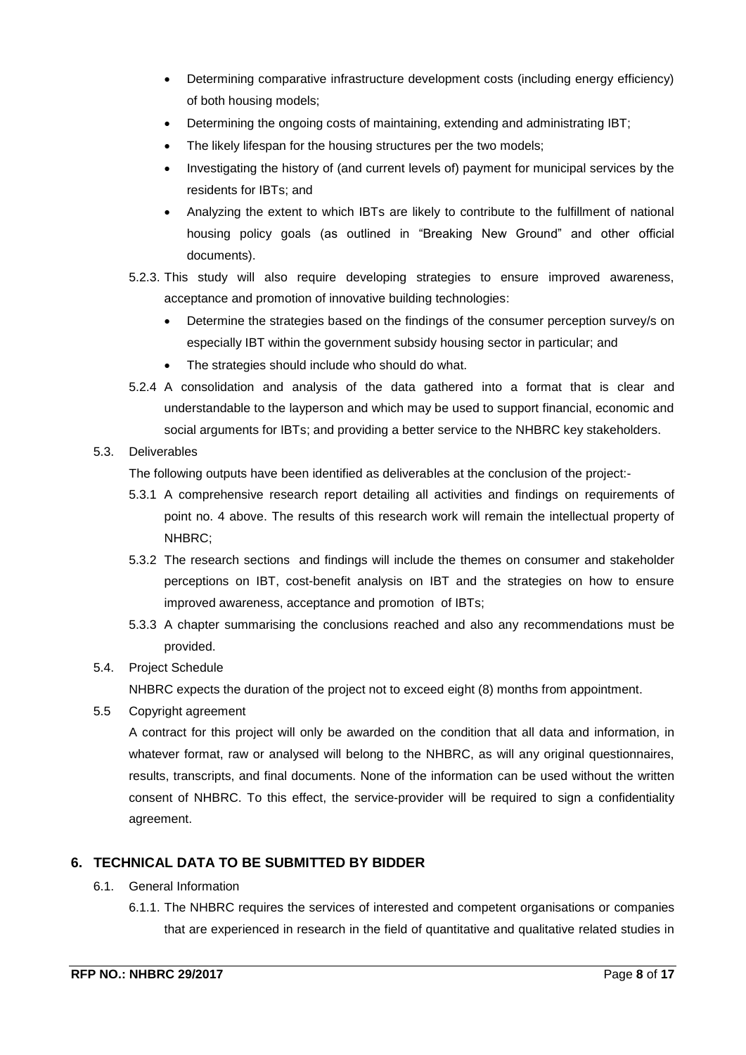- Determining comparative infrastructure development costs (including energy efficiency) of both housing models;
- Determining the ongoing costs of maintaining, extending and administrating IBT;
- The likely lifespan for the housing structures per the two models;
- Investigating the history of (and current levels of) payment for municipal services by the residents for IBTs; and
- Analyzing the extent to which IBTs are likely to contribute to the fulfillment of national housing policy goals (as outlined in "Breaking New Ground" and other official documents).

5.2.3. This study will also require developing strategies to ensure improved awareness, acceptance and promotion of innovative building technologies:

- Determine the strategies based on the findings of the consumer perception survey/s on especially IBT within the government subsidy housing sector in particular; and
- The strategies should include who should do what.

5.2.4 A consolidation and analysis of the data gathered into a format that is clear and understandable to the layperson and which may be used to support financial, economic and social arguments for IBTs; and providing a better service to the NHBRC key stakeholders.

5.3. Deliverables

The following outputs have been identified as deliverables at the conclusion of the project:-

5.3.1 A comprehensive research report detailing all activities and findings on requirements of point no. 4 above. The results of this research work will remain the intellectual property of NHBRC;

5.3.2 The research sections and findings will include the themes on consumer and stakeholder perceptions on IBT, cost-benefit analysis on IBT and the strategies on how to ensure improved awareness, acceptance and promotion of IBTs;

5.3.3 A chapter summarising the conclusions reached and also any recommendations must be provided.

5.4. Project Schedule

NHBRC expects the duration of the project not to exceed eight (8) months from appointment.

5.5 Copyright agreement

A contract for this project will only be awarded on the condition that all data and information, in whatever format, raw or analysed will belong to the NHBRC, as will any original questionnaires, results, transcripts, and final documents. None of the information can be used without the written consent of NHBRC. To this effect, the service-provider will be required to sign a confidentiality agreement.

## 6. TECHNICAL DATA TO BE SUBMITTED BY BIDDER

6.1. General Information

6.1.1. The NHBRC requires the services of interested and competent organisations or companies that are experienced in research in the field of quantitative and qualitative related studies in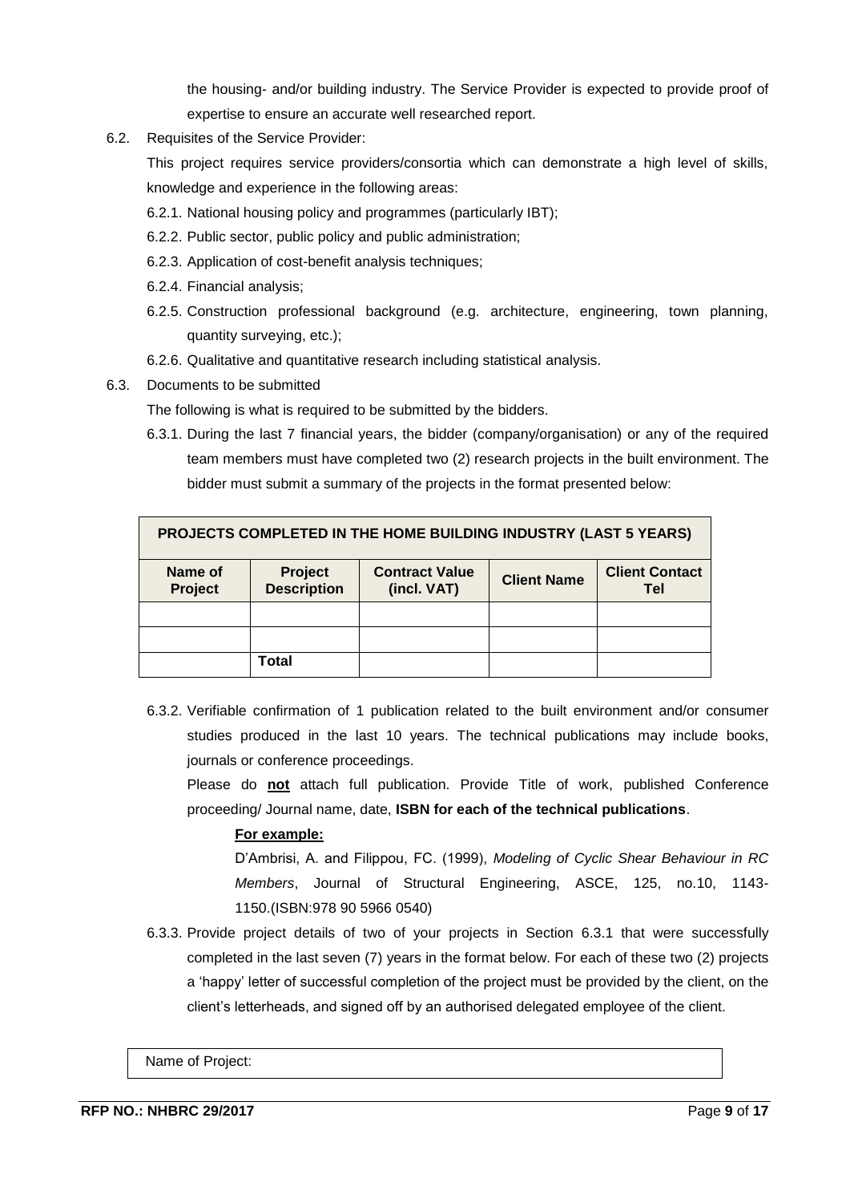the housing- and/or building industry. The Service Provider is expected to provide proof of expertise to ensure an accurate well researched report.

6.2. Requisites of the Service Provider:

This project requires service providers/consortia which can demonstrate a high level of skills, knowledge and experience in the following areas:

6.2.1. National housing policy and programmes (particularly IBT);

6.2.2. Public sector, public policy and public administration;

6.2.3. Application of cost-benefit analysis techniques;

6.2.4. Financial analysis;

6.2.5. Construction professional background (e.g. architecture, engineering, town planning, quantity surveying, etc.);

6.2.6. Qualitative and quantitative research including statistical analysis.

6.3. Documents to be submitted

The following is what is required to be submitted by the bidders.

6.3.1. During the last 7 financial years, the bidder (company/organisation) or any of the required team members must have completed two (2) research projects in the built environment. The bidder must submit a summary of the projects in the format presented below:

| PROJECTS COMPLETED IN THE HOME BUILDING INDUSTRY (LAST 5 YEARS) | | | | |
|---|---|---|---|---|
| **Name of Project** | **Project Description** | **Contract Value (incl. VAT)** | **Client Name** | **Client Contact Tel** |
| | | | | |
| | | | | |
| | **Total** | | | |

6.3.2. Verifiable confirmation of 1 publication related to the built environment and/or consumer studies produced in the last 10 years. The technical publications may include books, journals or conference proceedings.

Please do **not** attach full publication. Provide Title of work, published Conference proceeding/ Journal name, date, **ISBN for each of the technical publications**.

**For example:**

D'Ambrisi, A. and Filippou, FC. (1999), *Modeling of Cyclic Shear Behaviour in RC Members*, Journal of Structural Engineering, ASCE, 125, no.10, 1143-1150.(ISBN:978 90 5966 0540)

6.3.3. Provide project details of two of your projects in Section 6.3.1 that were successfully completed in the last seven (7) years in the format below. For each of these two (2) projects a 'happy' letter of successful completion of the project must be provided by the client, on the client's letterheads, and signed off by an authorised delegated employee of the client.

| Name of Project: |
|---|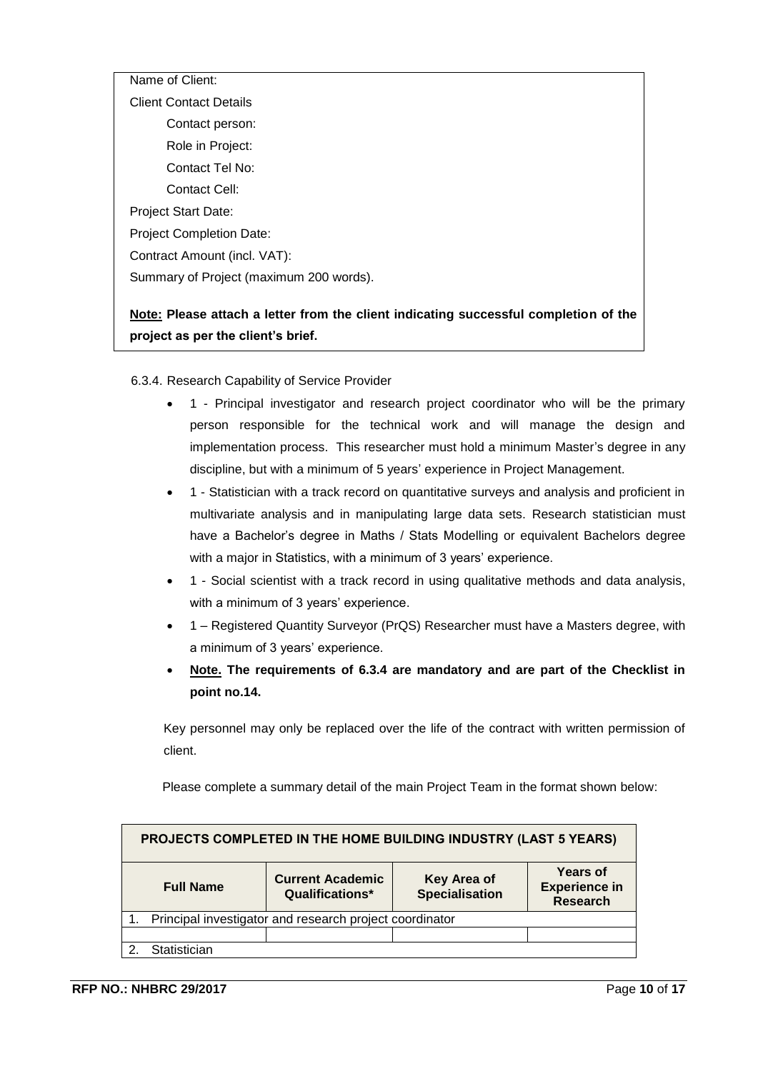Name of Client:

Client Contact Details

Contact person:

Role in Project:

Contact Tel No:

Contact Cell:

Project Start Date:

Project Completion Date:

Contract Amount (incl. VAT):

Summary of Project (maximum 200 words).

**<u>Note:</u> Please attach a letter from the client indicating successful completion of the project as per the client's brief.**

6.3.4. Research Capability of Service Provider

- 1 - Principal investigator and research project coordinator who will be the primary person responsible for the technical work and will manage the design and implementation process. This researcher must hold a minimum Master's degree in any discipline, but with a minimum of 5 years' experience in Project Management.
- 1 - Statistician with a track record on quantitative surveys and analysis and proficient in multivariate analysis and in manipulating large data sets. Research statistician must have a Bachelor's degree in Maths / Stats Modelling or equivalent Bachelors degree with a major in Statistics, with a minimum of 3 years' experience.
- 1 - Social scientist with a track record in using qualitative methods and data analysis, with a minimum of 3 years' experience.
- 1 – Registered Quantity Surveyor (PrQS) Researcher must have a Masters degree, with a minimum of 3 years' experience.
- **<u>Note.</u> The requirements of 6.3.4 are mandatory and are part of the Checklist in point no.14.**

Key personnel may only be replaced over the life of the contract with written permission of client.

Please complete a summary detail of the main Project Team in the format shown below:

| PROJECTS COMPLETED IN THE HOME BUILDING INDUSTRY (LAST 5 YEARS) | | | |
|---|---|---|---|
| **Full Name** | **Current Academic Qualifications*** | **Key Area of Specialisation** | **Years of Experience in Research** |
| 1. Principal investigator and research project coordinator | | | |
| | | | |
| 2. Statistician | | | |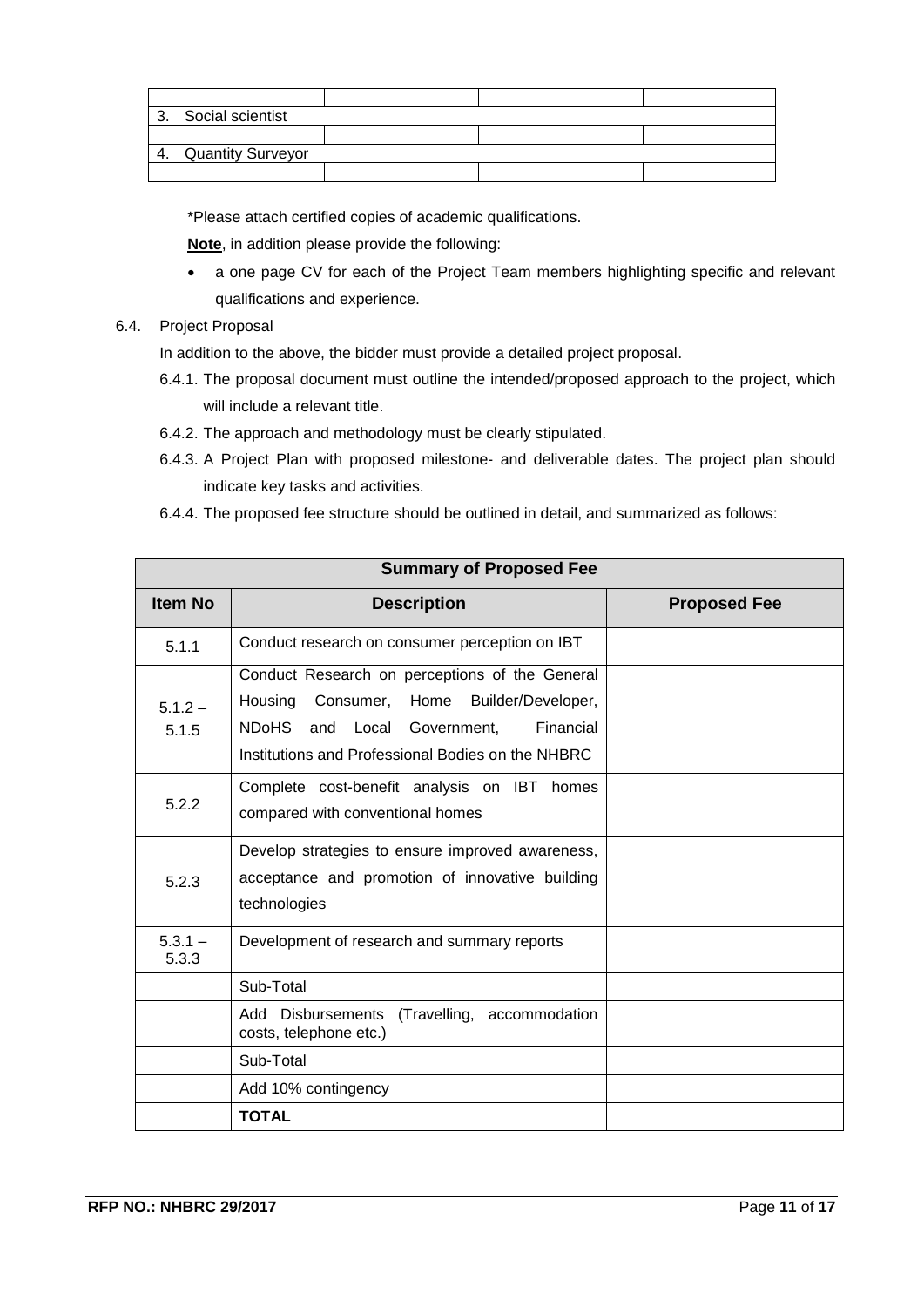| | | | |
|---|---|---|---|
| 3. Social scientist | | | |
| | | | |
| 4. Quantity Surveyor | | | |
| | | | |

*Please attach certified copies of academic qualifications.

**Note**, in addition please provide the following:

- a one page CV for each of the Project Team members highlighting specific and relevant qualifications and experience.

6.4. Project Proposal

In addition to the above, the bidder must provide a detailed project proposal.

6.4.1. The proposal document must outline the intended/proposed approach to the project, which will include a relevant title.

6.4.2. The approach and methodology must be clearly stipulated.

6.4.3. A Project Plan with proposed milestone- and deliverable dates. The project plan should indicate key tasks and activities.

6.4.4. The proposed fee structure should be outlined in detail, and summarized as follows:

| **Summary of Proposed Fee** | | |
|---|---|---|
| **Item No** | **Description** | **Proposed Fee** |
| 5.1.1 | Conduct research on consumer perception on IBT | |
| 5.1.2 – 5.1.5 | Conduct Research on perceptions of the General Housing Consumer, Home Builder/Developer, NDoHS and Local Government, Financial Institutions and Professional Bodies on the NHBRC | |
| 5.2.2 | Complete cost-benefit analysis on IBT homes compared with conventional homes | |
| 5.2.3 | Develop strategies to ensure improved awareness, acceptance and promotion of innovative building technologies | |
| 5.3.1 – 5.3.3 | Development of research and summary reports | |
| | Sub-Total | |
| | Add Disbursements (Travelling, accommodation costs, telephone etc.) | |
| | Sub-Total | |
| | Add 10% contingency | |
| | **TOTAL** | |

**RFP NO.: NHBRC 29/2017**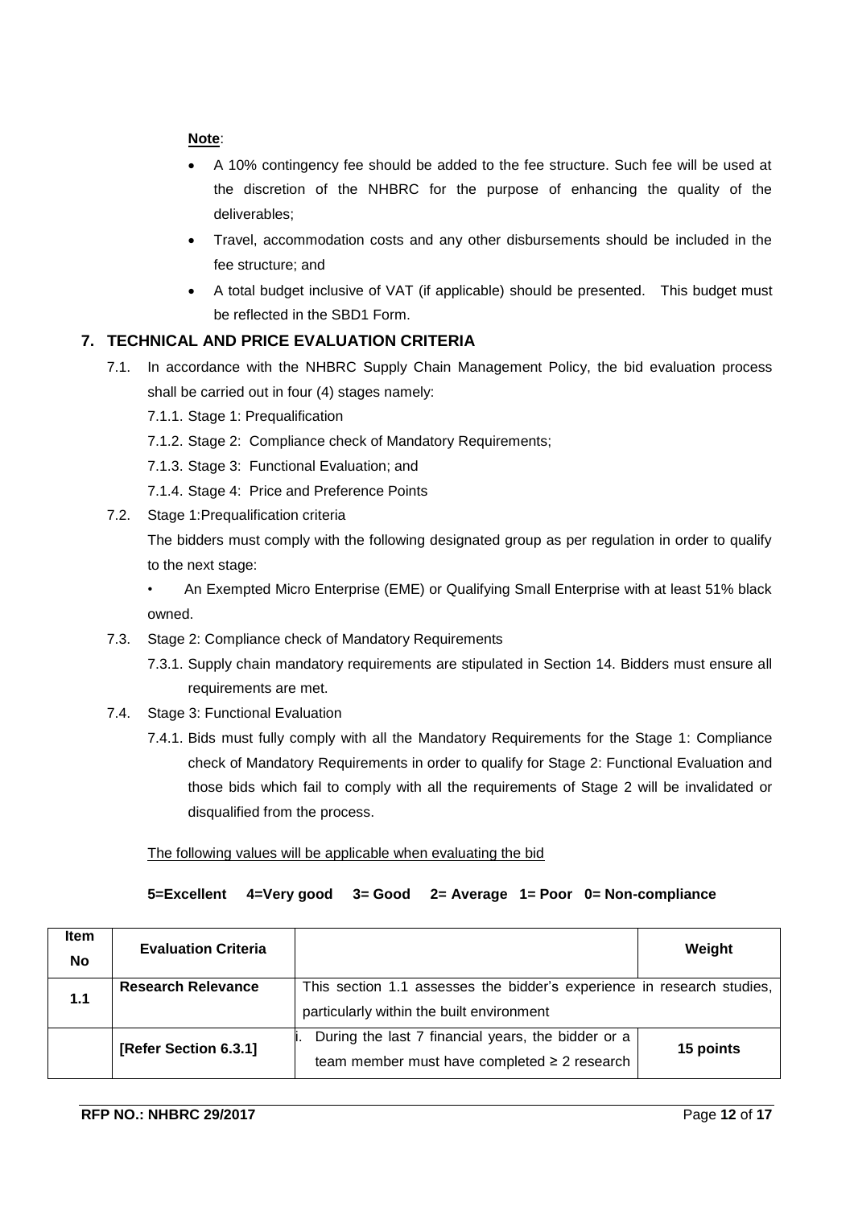**Note**:

- A 10% contingency fee should be added to the fee structure. Such fee will be used at the discretion of the NHBRC for the purpose of enhancing the quality of the deliverables;
- Travel, accommodation costs and any other disbursements should be included in the fee structure; and
- A total budget inclusive of VAT (if applicable) should be presented. This budget must be reflected in the SBD1 Form.

## 7. TECHNICAL AND PRICE EVALUATION CRITERIA

7.1. In accordance with the NHBRC Supply Chain Management Policy, the bid evaluation process shall be carried out in four (4) stages namely:

7.1.1. Stage 1: Prequalification

7.1.2. Stage 2: Compliance check of Mandatory Requirements;

7.1.3. Stage 3: Functional Evaluation; and

7.1.4. Stage 4: Price and Preference Points

7.2. Stage 1:Prequalification criteria

The bidders must comply with the following designated group as per regulation in order to qualify to the next stage:

- An Exempted Micro Enterprise (EME) or Qualifying Small Enterprise with at least 51% black owned.

7.3. Stage 2: Compliance check of Mandatory Requirements

7.3.1. Supply chain mandatory requirements are stipulated in Section 14. Bidders must ensure all requirements are met.

7.4. Stage 3: Functional Evaluation

7.4.1. Bids must fully comply with all the Mandatory Requirements for the Stage 1: Compliance check of Mandatory Requirements in order to qualify for Stage 2: Functional Evaluation and those bids which fail to comply with all the requirements of Stage 2 will be invalidated or disqualified from the process.

The following values will be applicable when evaluating the bid

**5=Excellent 4=Very good 3= Good 2= Average 1= Poor 0= Non-compliance**

| Item No | Evaluation Criteria | | Weight |
|---|---|---|---|
| 1.1 | **Research Relevance** | This section 1.1 assesses the bidder's experience in research studies, particularly within the built environment | |
| | **[Refer Section 6.3.1]** | i. During the last 7 financial years, the bidder or a team member must have completed ≥ 2 research | **15 points** |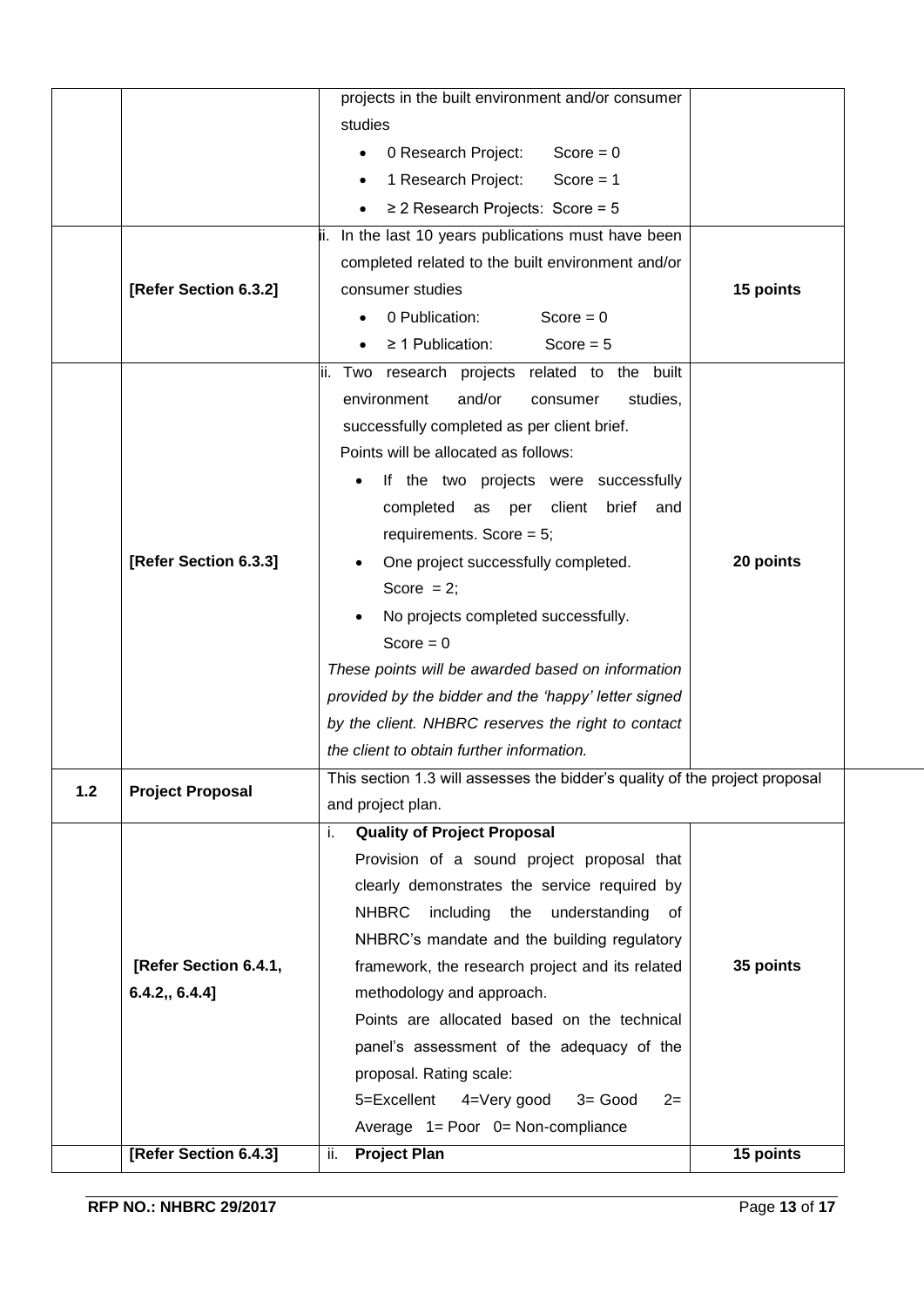| | | | |
|---|---|---|---|
| | | projects in the built environment and/or consumer studies<br>• 0 Research Project: Score = 0<br>• 1 Research Project: Score = 1<br>• ≥ 2 Research Projects: Score = 5 | |
| | [Refer Section 6.3.2] | ii. In the last 10 years publications must have been completed related to the built environment and/or consumer studies<br>• 0 Publication: Score = 0<br>• ≥ 1 Publication: Score = 5 | 15 points |
| | [Refer Section 6.3.3] | ii. Two research projects related to the built environment and/or consumer studies, successfully completed as per client brief.<br>Points will be allocated as follows:<br>• If the two projects were successfully completed as per client brief and requirements. Score = 5;<br>• One project successfully completed. Score = 2;<br>• No projects completed successfully. Score = 0<br>*These points will be awarded based on information provided by the bidder and the 'happy' letter signed by the client. NHBRC reserves the right to contact the client to obtain further information.* | 20 points |
| 1.2 | Project Proposal | This section 1.3 will assesses the bidder's quality of the project proposal and project plan. | |
| | [Refer Section 6.4.1, 6.4.2,, 6.4.4] | i. **Quality of Project Proposal**<br>Provision of a sound project proposal that clearly demonstrates the service required by NHBRC including the understanding of NHBRC's mandate and the building regulatory framework, the research project and its related methodology and approach.<br>Points are allocated based on the technical panel's assessment of the adequacy of the proposal. Rating scale:<br>5=Excellent 4=Very good 3= Good 2= Average 1= Poor 0= Non-compliance | 35 points |
| | [Refer Section 6.4.3] | ii. **Project Plan** | 15 points |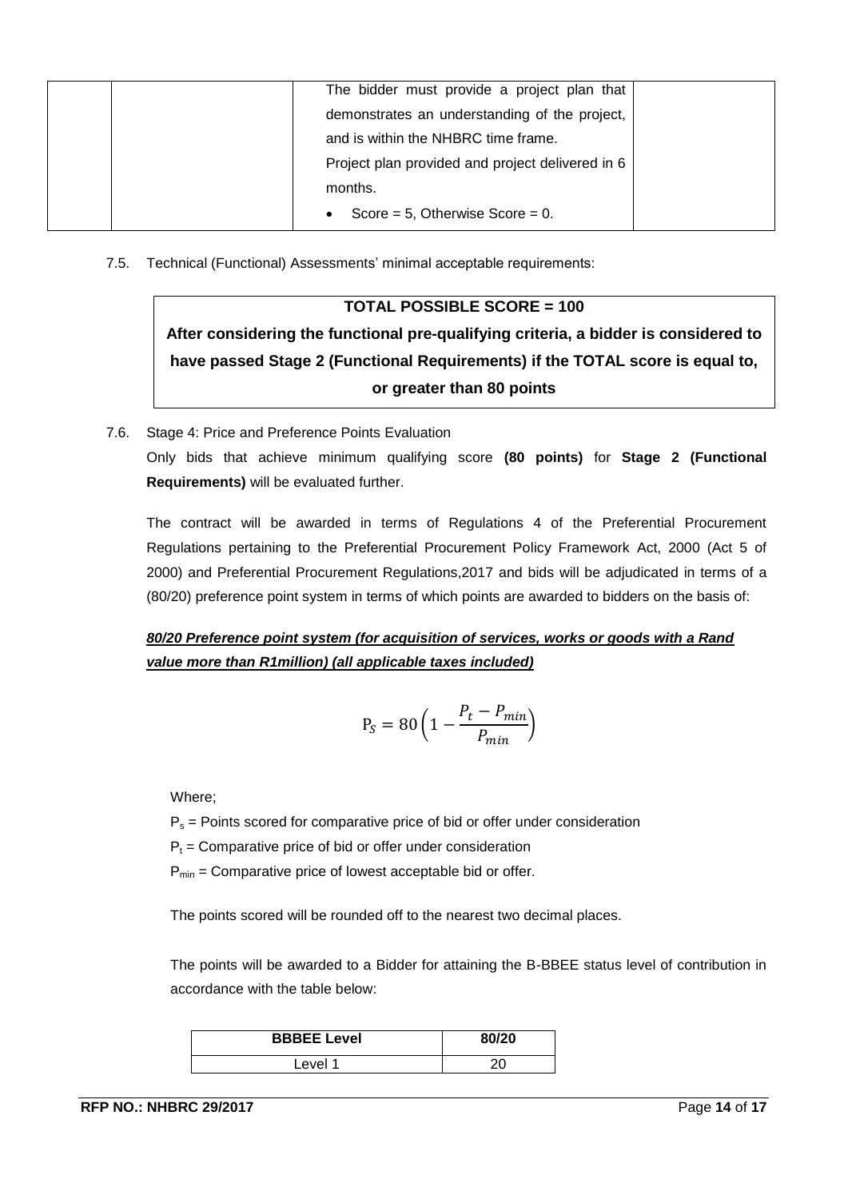| | | The bidder must provide a project plan that demonstrates an understanding of the project, and is within the NHBRC time frame.<br>Project plan provided and project delivered in 6 months.<br>• Score = 5, Otherwise Score = 0. | |
|---|---|---|---|

7.5. Technical (Functional) Assessments' minimal acceptable requirements:

> **TOTAL POSSIBLE SCORE = 100**
>
> **After considering the functional pre-qualifying criteria, a bidder is considered to have passed Stage 2 (Functional Requirements) if the TOTAL score is equal to, or greater than 80 points**

7.6. Stage 4: Price and Preference Points Evaluation

Only bids that achieve minimum qualifying score **(80 points)** for **Stage 2 (Functional Requirements)** will be evaluated further.

The contract will be awarded in terms of Regulations 4 of the Preferential Procurement Regulations pertaining to the Preferential Procurement Policy Framework Act, 2000 (Act 5 of 2000) and Preferential Procurement Regulations,2017 and bids will be adjudicated in terms of a (80/20) preference point system in terms of which points are awarded to bidders on the basis of:

***80/20 Preference point system (for acquisition of services, works or goods with a Rand value more than R1million) (all applicable taxes included)***

$$P_S = 80\left(1 - \frac{P_t - P_{min}}{P_{min}}\right)$$

Where;

$P_s$ = Points scored for comparative price of bid or offer under consideration

$P_t$ = Comparative price of bid or offer under consideration

$P_{min}$ = Comparative price of lowest acceptable bid or offer.

The points scored will be rounded off to the nearest two decimal places.

The points will be awarded to a Bidder for attaining the B-BBEE status level of contribution in accordance with the table below:

| BBBEE Level | 80/20 |
|---|---|
| Level 1 | 20 |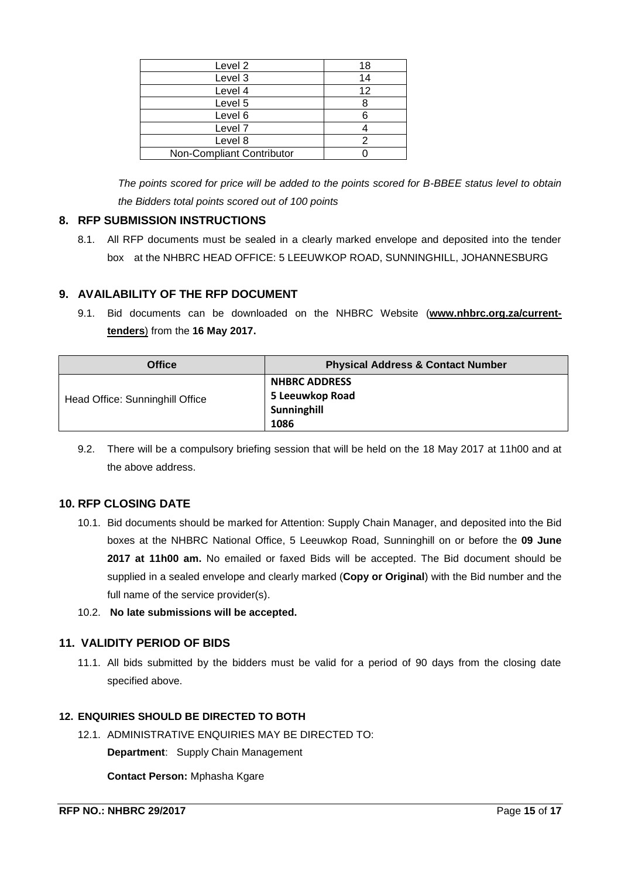| Level 2 | 18 |
|---|---|
| Level 3 | 14 |
| Level 4 | 12 |
| Level 5 | 8 |
| Level 6 | 6 |
| Level 7 | 4 |
| Level 8 | 2 |
| Non-Compliant Contributor | 0 |

*The points scored for price will be added to the points scored for B-BBEE status level to obtain the Bidders total points scored out of 100 points*

## 8. RFP SUBMISSION INSTRUCTIONS

8.1. All RFP documents must be sealed in a clearly marked envelope and deposited into the tender box at the NHBRC HEAD OFFICE: 5 LEEUWKOP ROAD, SUNNINGHILL, JOHANNESBURG

## 9. AVAILABILITY OF THE RFP DOCUMENT

9.1. Bid documents can be downloaded on the NHBRC Website (**www.nhbrc.org.za/current-tenders**) from the **16 May 2017.**

| Office | Physical Address & Contact Number |
|---|---|
| Head Office: Sunninghill Office | **NHBRC ADDRESS**<br>**5 Leeuwkop Road**<br>**Sunninghill**<br>**1086** |

9.2. There will be a compulsory briefing session that will be held on the 18 May 2017 at 11h00 and at the above address.

## 10. RFP CLOSING DATE

10.1. Bid documents should be marked for Attention: Supply Chain Manager, and deposited into the Bid boxes at the NHBRC National Office, 5 Leeuwkop Road, Sunninghill on or before the **09 June 2017 at 11h00 am.** No emailed or faxed Bids will be accepted. The Bid document should be supplied in a sealed envelope and clearly marked (**Copy or Original**) with the Bid number and the full name of the service provider(s).

10.2. **No late submissions will be accepted.**

## 11. VALIDITY PERIOD OF BIDS

11.1. All bids submitted by the bidders must be valid for a period of 90 days from the closing date specified above.

## 12. ENQUIRIES SHOULD BE DIRECTED TO BOTH

12.1. ADMINISTRATIVE ENQUIRIES MAY BE DIRECTED TO:

**Department**: Supply Chain Management

**Contact Person:** Mphasha Kgare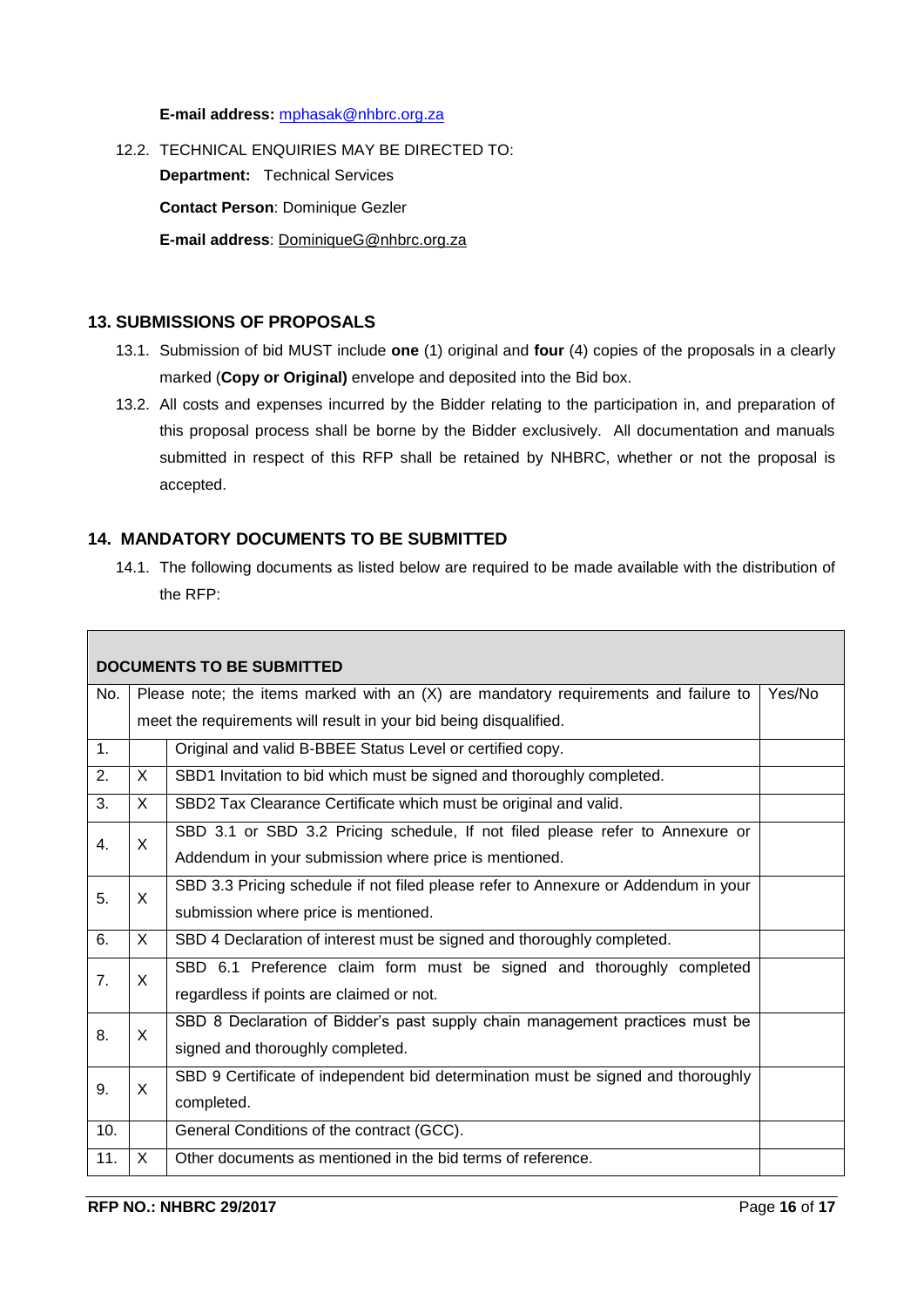**E-mail address:** mphasak@nhbrc.org.za

12.2. TECHNICAL ENQUIRIES MAY BE DIRECTED TO:

**Department:** Technical Services

**Contact Person**: Dominique Gezler

**E-mail address**: DominiqueG@nhbrc.org.za

## 13. SUBMISSIONS OF PROPOSALS

13.1. Submission of bid MUST include **one** (1) original and **four** (4) copies of the proposals in a clearly marked (**Copy or Original)** envelope and deposited into the Bid box.

13.2. All costs and expenses incurred by the Bidder relating to the participation in, and preparation of this proposal process shall be borne by the Bidder exclusively. All documentation and manuals submitted in respect of this RFP shall be retained by NHBRC, whether or not the proposal is accepted.

## 14. MANDATORY DOCUMENTS TO BE SUBMITTED

14.1. The following documents as listed below are required to be made available with the distribution of the RFP:

| **DOCUMENTS TO BE SUBMITTED** | | | |
|---|---|---|---|
| No. | Please note; the items marked with an (X) are mandatory requirements and failure to meet the requirements will result in your bid being disqualified. | | Yes/No |
| 1. | | Original and valid B-BBEE Status Level or certified copy. | |
| 2. | X | SBD1 Invitation to bid which must be signed and thoroughly completed. | |
| 3. | X | SBD2 Tax Clearance Certificate which must be original and valid. | |
| 4. | X | SBD 3.1 or SBD 3.2 Pricing schedule, If not filed please refer to Annexure or Addendum in your submission where price is mentioned. | |
| 5. | X | SBD 3.3 Pricing schedule if not filed please refer to Annexure or Addendum in your submission where price is mentioned. | |
| 6. | X | SBD 4 Declaration of interest must be signed and thoroughly completed. | |
| 7. | X | SBD 6.1 Preference claim form must be signed and thoroughly completed regardless if points are claimed or not. | |
| 8. | X | SBD 8 Declaration of Bidder's past supply chain management practices must be signed and thoroughly completed. | |
| 9. | X | SBD 9 Certificate of independent bid determination must be signed and thoroughly completed. | |
| 10. | | General Conditions of the contract (GCC). | |
| 11. | X | Other documents as mentioned in the bid terms of reference. | |

**RFP NO.: NHBRC 29/2017**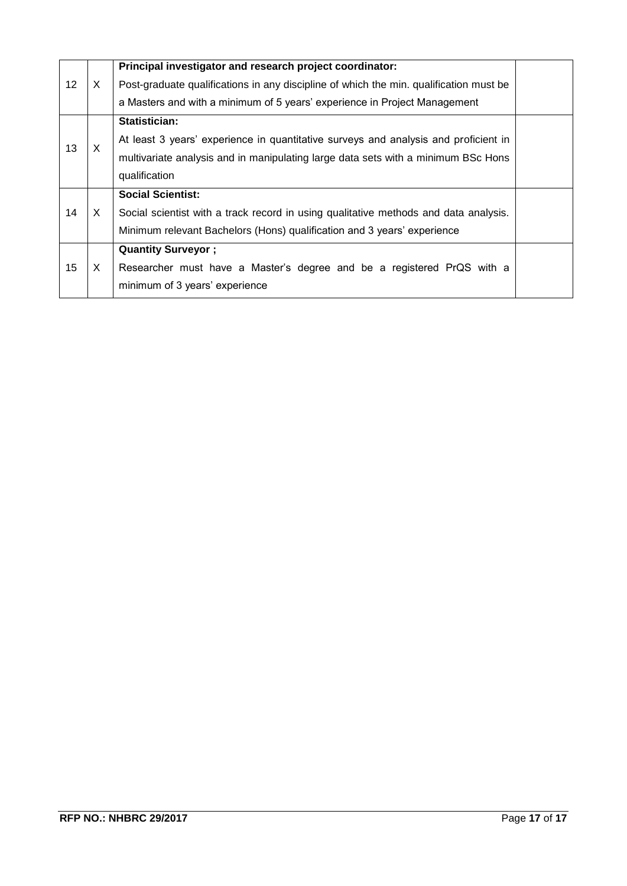| | | | |
|---|---|---|---|
| 12 | X | **Principal investigator and research project coordinator:** Post-graduate qualifications in any discipline of which the min. qualification must be a Masters and with a minimum of 5 years' experience in Project Management | |
| 13 | X | **Statistician:** At least 3 years' experience in quantitative surveys and analysis and proficient in multivariate analysis and in manipulating large data sets with a minimum BSc Hons qualification | |
| 14 | X | **Social Scientist:** Social scientist with a track record in using qualitative methods and data analysis. Minimum relevant Bachelors (Hons) qualification and 3 years' experience | |
| 15 | X | **Quantity Surveyor ;** Researcher must have a Master's degree and be a registered PrQS with a minimum of 3 years' experience | |